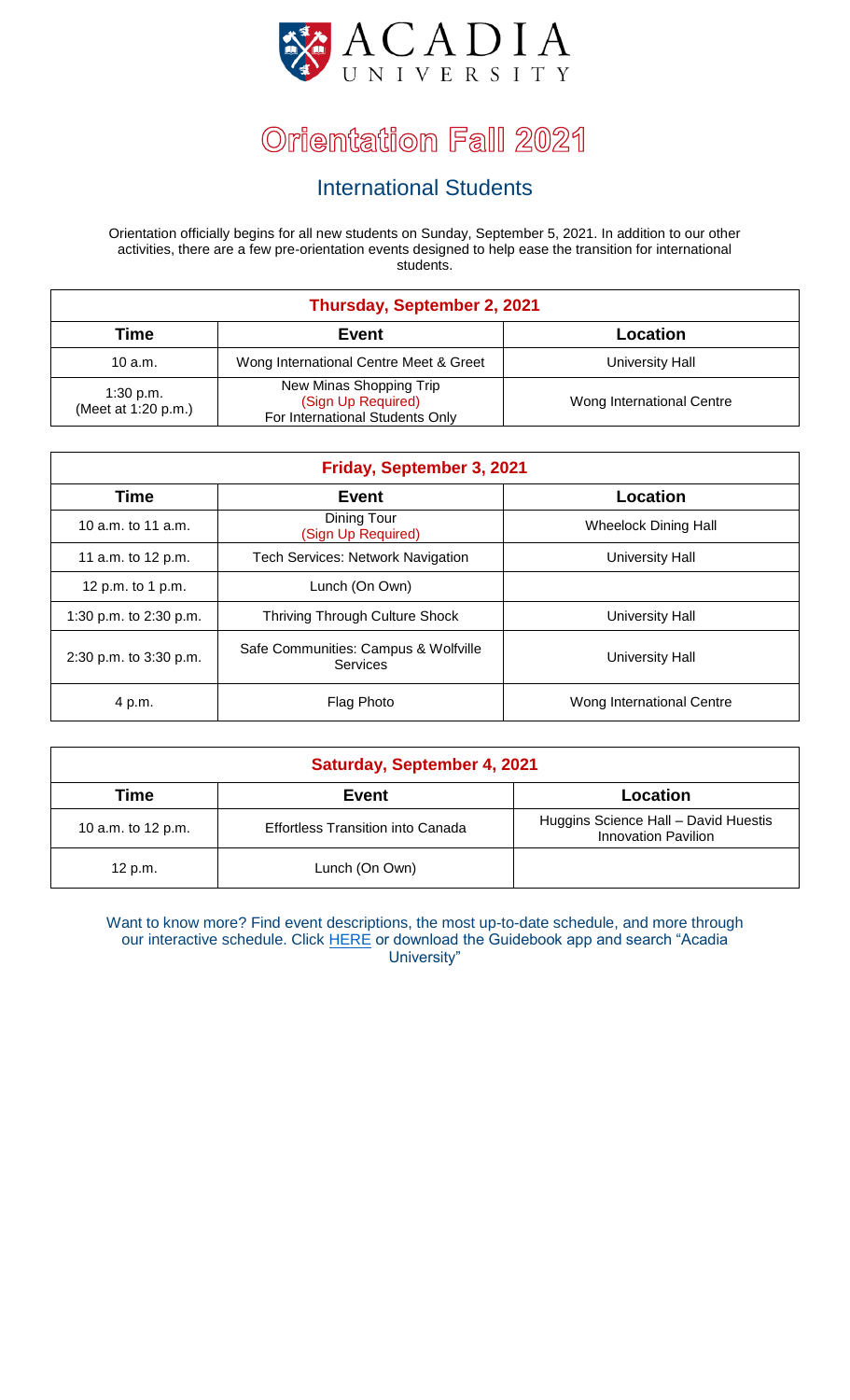ACADIA
UNIVERSITY

# Orientation Fall 2021

## International Students

Orientation officially begins for all new students on Sunday, September 5, 2021. In addition to our other activities, there are a few pre-orientation events designed to help ease the transition for international students.

| Thursday, September 2, 2021 | | |
|---|---|---|
| **Time** | **Event** | **Location** |
| 10 a.m. | Wong International Centre Meet & Greet | University Hall |
| 1:30 p.m. (Meet at 1:20 p.m.) | New Minas Shopping Trip (Sign Up Required) For International Students Only | Wong International Centre |

| Friday, September 3, 2021 | | |
|---|---|---|
| **Time** | **Event** | **Location** |
| 10 a.m. to 11 a.m. | Dining Tour (Sign Up Required) | Wheelock Dining Hall |
| 11 a.m. to 12 p.m. | Tech Services: Network Navigation | University Hall |
| 12 p.m. to 1 p.m. | Lunch (On Own) | |
| 1:30 p.m. to 2:30 p.m. | Thriving Through Culture Shock | University Hall |
| 2:30 p.m. to 3:30 p.m. | Safe Communities: Campus & Wolfville Services | University Hall |
| 4 p.m. | Flag Photo | Wong International Centre |

| Saturday, September 4, 2021 | | |
|---|---|---|
| **Time** | **Event** | **Location** |
| 10 a.m. to 12 p.m. | Effortless Transition into Canada | Huggins Science Hall – David Huestis Innovation Pavilion |
| 12 p.m. | Lunch (On Own) | |

Want to know more? Find event descriptions, the most up-to-date schedule, and more through our interactive schedule. Click HERE or download the Guidebook app and search "Acadia University"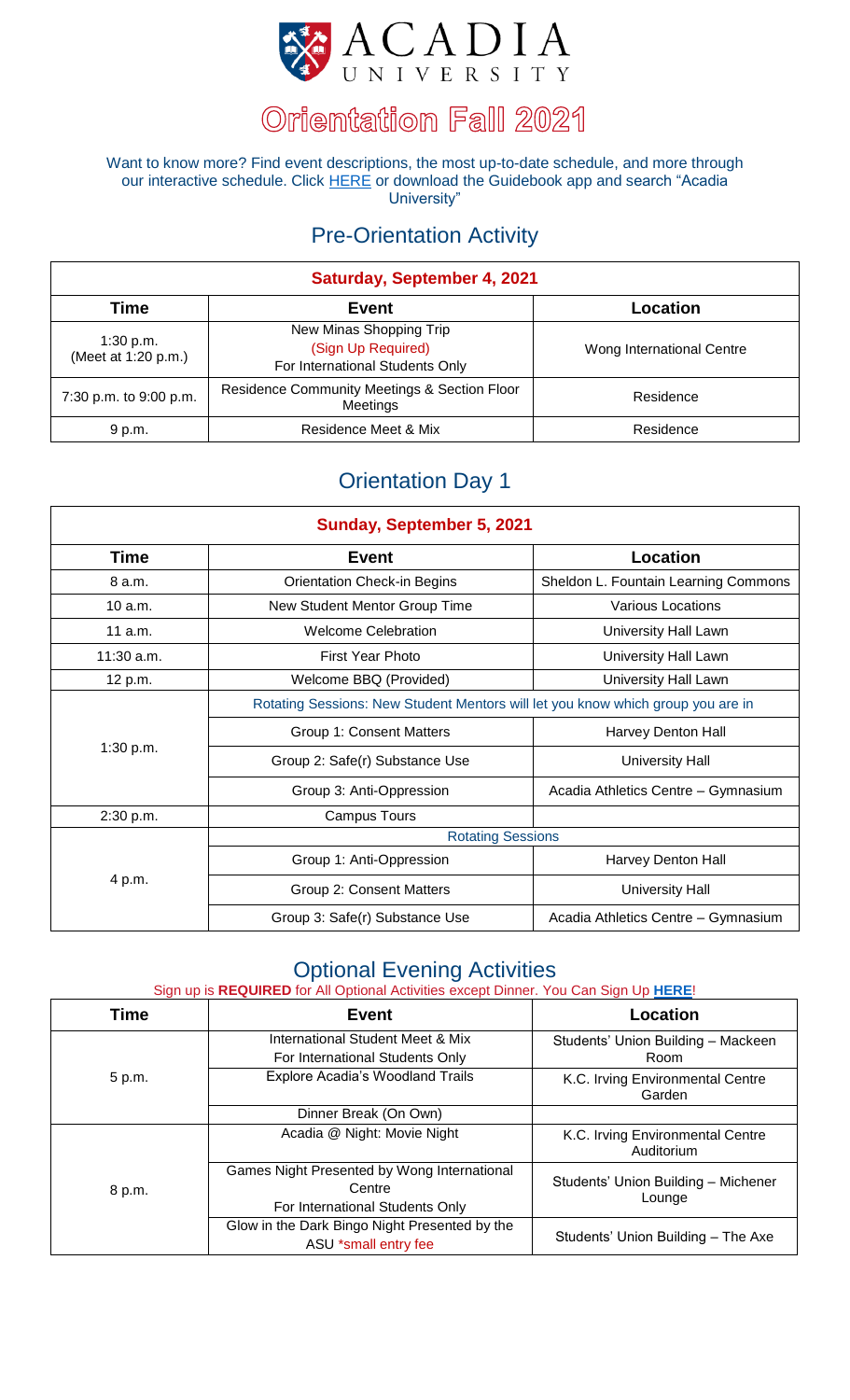ACADIA UNIVERSITY

# Orientation Fall 2021

Want to know more? Find event descriptions, the most up-to-date schedule, and more through our interactive schedule. Click HERE or download the Guidebook app and search "Acadia University"

## Pre-Orientation Activity

| Saturday, September 4, 2021 | | |
|---|---|---|
| **Time** | **Event** | **Location** |
| 1:30 p.m. (Meet at 1:20 p.m.) | New Minas Shopping Trip (Sign Up Required) For International Students Only | Wong International Centre |
| 7:30 p.m. to 9:00 p.m. | Residence Community Meetings & Section Floor Meetings | Residence |
| 9 p.m. | Residence Meet & Mix | Residence |

## Orientation Day 1

| Sunday, September 5, 2021 | | |
|---|---|---|
| **Time** | **Event** | **Location** |
| 8 a.m. | Orientation Check-in Begins | Sheldon L. Fountain Learning Commons |
| 10 a.m. | New Student Mentor Group Time | Various Locations |
| 11 a.m. | Welcome Celebration | University Hall Lawn |
| 11:30 a.m. | First Year Photo | University Hall Lawn |
| 12 p.m. | Welcome BBQ (Provided) | University Hall Lawn |
| 1:30 p.m. | Rotating Sessions: New Student Mentors will let you know which group you are in | |
| | Group 1: Consent Matters | Harvey Denton Hall |
| | Group 2: Safe(r) Substance Use | University Hall |
| | Group 3: Anti-Oppression | Acadia Athletics Centre – Gymnasium |
| 2:30 p.m. | Campus Tours | |
| 4 p.m. | Rotating Sessions | |
| | Group 1: Anti-Oppression | Harvey Denton Hall |
| | Group 2: Consent Matters | University Hall |
| | Group 3: Safe(r) Substance Use | Acadia Athletics Centre – Gymnasium |

## Optional Evening Activities

Sign up is **REQUIRED** for All Optional Activities except Dinner. You Can Sign Up **HERE**!

| Time | Event | Location |
|---|---|---|
| 5 p.m. | International Student Meet & Mix For International Students Only | Students' Union Building – Mackeen Room |
| | Explore Acadia's Woodland Trails | K.C. Irving Environmental Centre Garden |
| | Dinner Break (On Own) | |
| 8 p.m. | Acadia @ Night: Movie Night | K.C. Irving Environmental Centre Auditorium |
| | Games Night Presented by Wong International Centre For International Students Only | Students' Union Building – Michener Lounge |
| | Glow in the Dark Bingo Night Presented by the ASU *small entry fee | Students' Union Building – The Axe |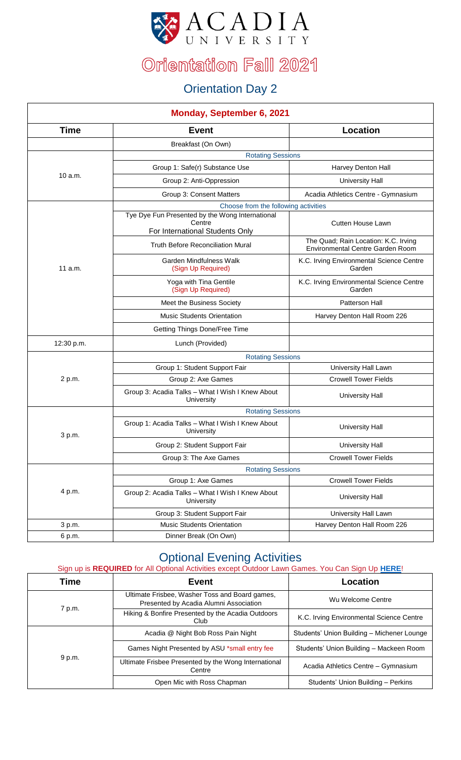ACADIA UNIVERSITY

# Orientation Fall 2021

## Orientation Day 2

| Monday, September 6, 2021 | | |
|---|---|---|
| **Time** | **Event** | **Location** |
| | Breakfast (On Own) | |
| 10 a.m. | Rotating Sessions | |
| | Group 1: Safe(r) Substance Use | Harvey Denton Hall |
| | Group 2: Anti-Oppression | University Hall |
| | Group 3: Consent Matters | Acadia Athletics Centre - Gymnasium |
| 11 a.m. | Choose from the following activities | |
| | Tye Dye Fun Presented by the Wong International Centre For International Students Only | Cutten House Lawn |
| | Truth Before Reconciliation Mural | The Quad; Rain Location: K.C. Irving Environmental Centre Garden Room |
| | Garden Mindfulness Walk (Sign Up Required) | K.C. Irving Environmental Science Centre Garden |
| | Yoga with Tina Gentile (Sign Up Required) | K.C. Irving Environmental Science Centre Garden |
| | Meet the Business Society | Patterson Hall |
| | Music Students Orientation | Harvey Denton Hall Room 226 |
| | Getting Things Done/Free Time | |
| 12:30 p.m. | Lunch (Provided) | |
| 2 p.m. | Rotating Sessions | |
| | Group 1: Student Support Fair | University Hall Lawn |
| | Group 2: Axe Games | Crowell Tower Fields |
| | Group 3: Acadia Talks – What I Wish I Knew About University | University Hall |
| 3 p.m. | Rotating Sessions | |
| | Group 1: Acadia Talks – What I Wish I Knew About University | University Hall |
| | Group 2: Student Support Fair | University Hall |
| | Group 3: The Axe Games | Crowell Tower Fields |
| 4 p.m. | Rotating Sessions | |
| | Group 1: Axe Games | Crowell Tower Fields |
| | Group 2: Acadia Talks – What I Wish I Knew About University | University Hall |
| | Group 3: Student Support Fair | University Hall Lawn |
| 3 p.m. | Music Students Orientation | Harvey Denton Hall Room 226 |
| 6 p.m. | Dinner Break (On Own) | |

## Optional Evening Activities

Sign up is **REQUIRED** for All Optional Activities except Outdoor Lawn Games. You Can Sign Up **HERE**!

| Time | Event | Location |
|---|---|---|
| 7 p.m. | Ultimate Frisbee, Washer Toss and Board games, Presented by Acadia Alumni Association | Wu Welcome Centre |
| | Hiking & Bonfire Presented by the Acadia Outdoors Club | K.C. Irving Environmental Science Centre |
| 9 p.m. | Acadia @ Night Bob Ross Pain Night | Students' Union Building – Michener Lounge |
| | Games Night Presented by ASU *small entry fee | Students' Union Building – Mackeen Room |
| | Ultimate Frisbee Presented by the Wong International Centre | Acadia Athletics Centre – Gymnasium |
| | Open Mic with Ross Chapman | Students' Union Building – Perkins |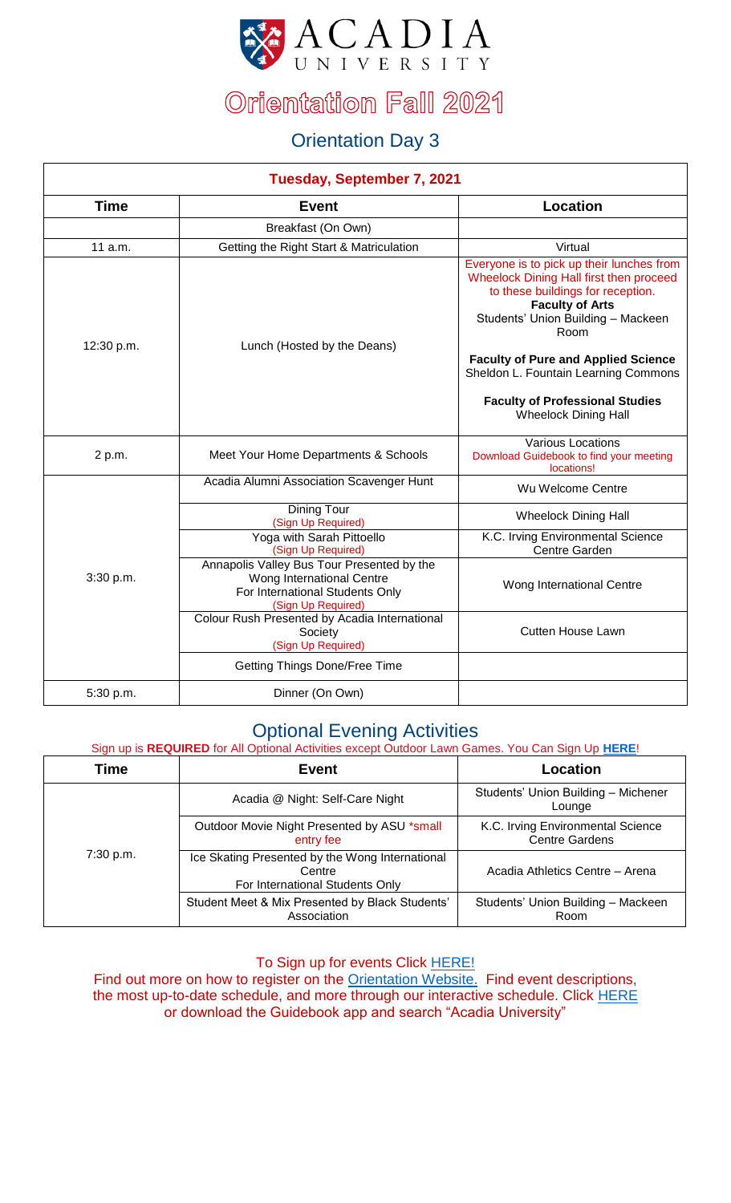ACADIA UNIVERSITY

# Orientation Fall 2021

## Orientation Day 3

| Tuesday, September 7, 2021 | | |
|---|---|---|
| **Time** | **Event** | **Location** |
| | Breakfast (On Own) | |
| 11 a.m. | Getting the Right Start & Matriculation | Virtual |
| 12:30 p.m. | Lunch (Hosted by the Deans) | Everyone is to pick up their lunches from Wheelock Dining Hall first then proceed to these buildings for reception. **Faculty of Arts** Students' Union Building – Mackeen Room **Faculty of Pure and Applied Science** Sheldon L. Fountain Learning Commons **Faculty of Professional Studies** Wheelock Dining Hall |
| 2 p.m. | Meet Your Home Departments & Schools | Various Locations Download Guidebook to find your meeting locations! |
| 3:30 p.m. | Acadia Alumni Association Scavenger Hunt | Wu Welcome Centre |
| | Dining Tour (Sign Up Required) | Wheelock Dining Hall |
| | Yoga with Sarah Pittoello (Sign Up Required) | K.C. Irving Environmental Science Centre Garden |
| | Annapolis Valley Bus Tour Presented by the Wong International Centre For International Students Only (Sign Up Required) | Wong International Centre |
| | Colour Rush Presented by Acadia International Society (Sign Up Required) | Cutten House Lawn |
| | Getting Things Done/Free Time | |
| 5:30 p.m. | Dinner (On Own) | |

## Optional Evening Activities

Sign up is **REQUIRED** for All Optional Activities except Outdoor Lawn Games. You Can Sign Up **HERE**!

| Time | Event | Location |
|---|---|---|
| 7:30 p.m. | Acadia @ Night: Self-Care Night | Students' Union Building – Michener Lounge |
| | Outdoor Movie Night Presented by ASU *small entry fee | K.C. Irving Environmental Science Centre Gardens |
| | Ice Skating Presented by the Wong International Centre For International Students Only | Acadia Athletics Centre – Arena |
| | Student Meet & Mix Presented by Black Students' Association | Students' Union Building – Mackeen Room |

To Sign up for events Click HERE!

Find out more on how to register on the Orientation Website. Find event descriptions, the most up-to-date schedule, and more through our interactive schedule. Click HERE or download the Guidebook app and search "Acadia University"